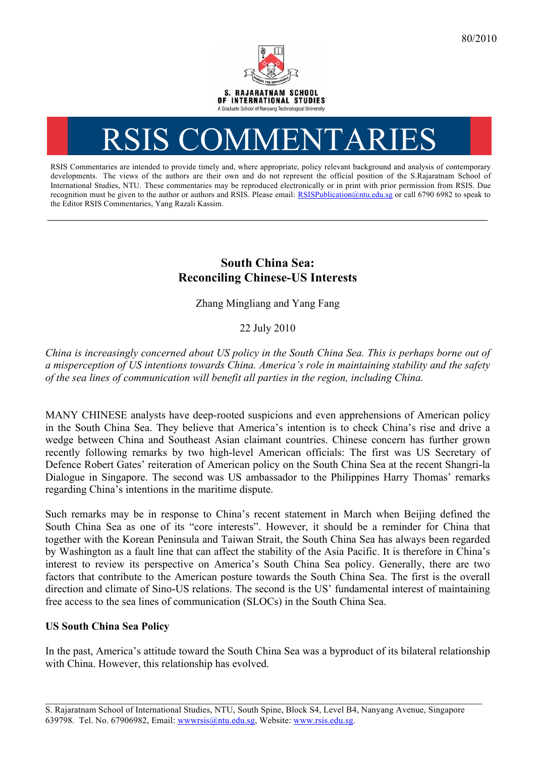80/2010

S. RAJARATNAM SCHOOL OF INTERNATIONAL STUDIES
A Graduate School of Nanyang Technological University

# RSIS COMMENTARIES

RSIS Commentaries are intended to provide timely and, where appropriate, policy relevant background and analysis of contemporary developments. The views of the authors are their own and do not represent the official position of the S.Rajaratnam School of International Studies, NTU. These commentaries may be reproduced electronically or in print with prior permission from RSIS. Due recognition must be given to the author or authors and RSIS. Please email: RSISPublication@ntu.edu.sg or call 6790 6982 to speak to the Editor RSIS Commentaries, Yang Razali Kassim.

---

## South China Sea: Reconciling Chinese-US Interests

Zhang Mingliang and Yang Fang

22 July 2010

*China is increasingly concerned about US policy in the South China Sea. This is perhaps borne out of a misperception of US intentions towards China. America's role in maintaining stability and the safety of the sea lines of communication will benefit all parties in the region, including China.*

MANY CHINESE analysts have deep-rooted suspicions and even apprehensions of American policy in the South China Sea. They believe that America's intention is to check China's rise and drive a wedge between China and Southeast Asian claimant countries. Chinese concern has further grown recently following remarks by two high-level American officials: The first was US Secretary of Defence Robert Gates' reiteration of American policy on the South China Sea at the recent Shangri-la Dialogue in Singapore. The second was US ambassador to the Philippines Harry Thomas' remarks regarding China's intentions in the maritime dispute.

Such remarks may be in response to China's recent statement in March when Beijing defined the South China Sea as one of its "core interests". However, it should be a reminder for China that together with the Korean Peninsula and Taiwan Strait, the South China Sea has always been regarded by Washington as a fault line that can affect the stability of the Asia Pacific. It is therefore in China's interest to review its perspective on America's South China Sea policy. Generally, there are two factors that contribute to the American posture towards the South China Sea. The first is the overall direction and climate of Sino-US relations. The second is the US' fundamental interest of maintaining free access to the sea lines of communication (SLOCs) in the South China Sea.

### US South China Sea Policy

In the past, America's attitude toward the South China Sea was a byproduct of its bilateral relationship with China. However, this relationship has evolved.

---

S. Rajaratnam School of International Studies, NTU, South Spine, Block S4, Level B4, Nanyang Avenue, Singapore 639798. Tel. No. 67906982, Email: wwwrsis@ntu.edu.sg, Website: www.rsis.edu.sg.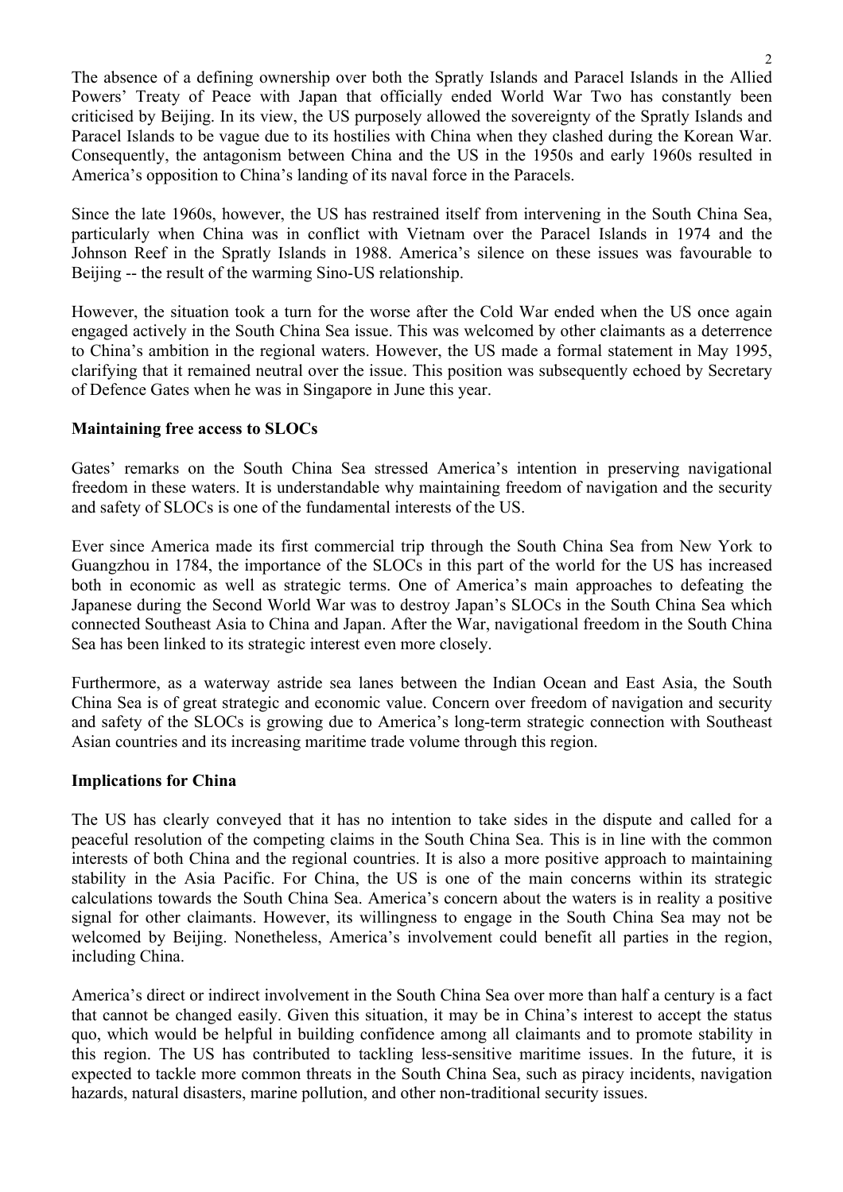The absence of a defining ownership over both the Spratly Islands and Paracel Islands in the Allied Powers' Treaty of Peace with Japan that officially ended World War Two has constantly been criticised by Beijing. In its view, the US purposely allowed the sovereignty of the Spratly Islands and Paracel Islands to be vague due to its hostilies with China when they clashed during the Korean War. Consequently, the antagonism between China and the US in the 1950s and early 1960s resulted in America's opposition to China's landing of its naval force in the Paracels.

Since the late 1960s, however, the US has restrained itself from intervening in the South China Sea, particularly when China was in conflict with Vietnam over the Paracel Islands in 1974 and the Johnson Reef in the Spratly Islands in 1988. America's silence on these issues was favourable to Beijing -- the result of the warming Sino-US relationship.

However, the situation took a turn for the worse after the Cold War ended when the US once again engaged actively in the South China Sea issue. This was welcomed by other claimants as a deterrence to China's ambition in the regional waters. However, the US made a formal statement in May 1995, clarifying that it remained neutral over the issue. This position was subsequently echoed by Secretary of Defence Gates when he was in Singapore in June this year.

**Maintaining free access to SLOCs**

Gates' remarks on the South China Sea stressed America's intention in preserving navigational freedom in these waters. It is understandable why maintaining freedom of navigation and the security and safety of SLOCs is one of the fundamental interests of the US.

Ever since America made its first commercial trip through the South China Sea from New York to Guangzhou in 1784, the importance of the SLOCs in this part of the world for the US has increased both in economic as well as strategic terms. One of America's main approaches to defeating the Japanese during the Second World War was to destroy Japan's SLOCs in the South China Sea which connected Southeast Asia to China and Japan. After the War, navigational freedom in the South China Sea has been linked to its strategic interest even more closely.

Furthermore, as a waterway astride sea lanes between the Indian Ocean and East Asia, the South China Sea is of great strategic and economic value. Concern over freedom of navigation and security and safety of the SLOCs is growing due to America's long-term strategic connection with Southeast Asian countries and its increasing maritime trade volume through this region.

**Implications for China**

The US has clearly conveyed that it has no intention to take sides in the dispute and called for a peaceful resolution of the competing claims in the South China Sea. This is in line with the common interests of both China and the regional countries. It is also a more positive approach to maintaining stability in the Asia Pacific. For China, the US is one of the main concerns within its strategic calculations towards the South China Sea. America's concern about the waters is in reality a positive signal for other claimants. However, its willingness to engage in the South China Sea may not be welcomed by Beijing. Nonetheless, America's involvement could benefit all parties in the region, including China.

America's direct or indirect involvement in the South China Sea over more than half a century is a fact that cannot be changed easily. Given this situation, it may be in China's interest to accept the status quo, which would be helpful in building confidence among all claimants and to promote stability in this region. The US has contributed to tackling less-sensitive maritime issues. In the future, it is expected to tackle more common threats in the South China Sea, such as piracy incidents, navigation hazards, natural disasters, marine pollution, and other non-traditional security issues.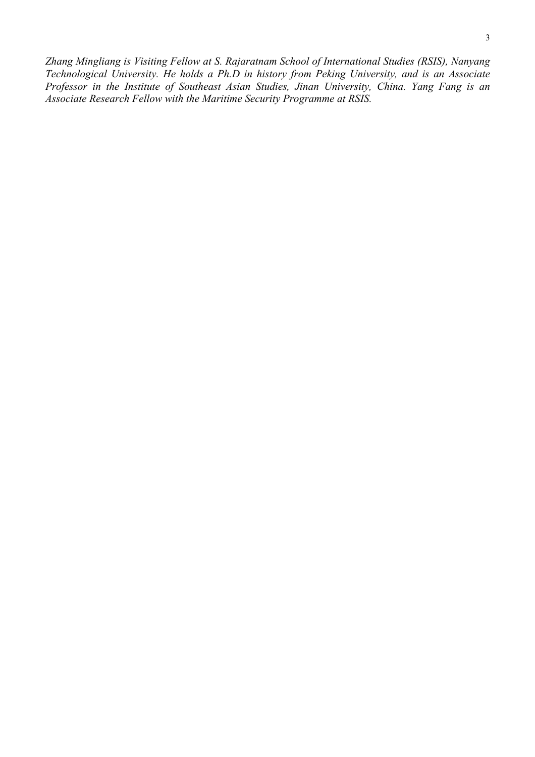*Zhang Mingliang is Visiting Fellow at S. Rajaratnam School of International Studies (RSIS), Nanyang Technological University. He holds a Ph.D in history from Peking University, and is an Associate Professor in the Institute of Southeast Asian Studies, Jinan University, China. Yang Fang is an Associate Research Fellow with the Maritime Security Programme at RSIS.*